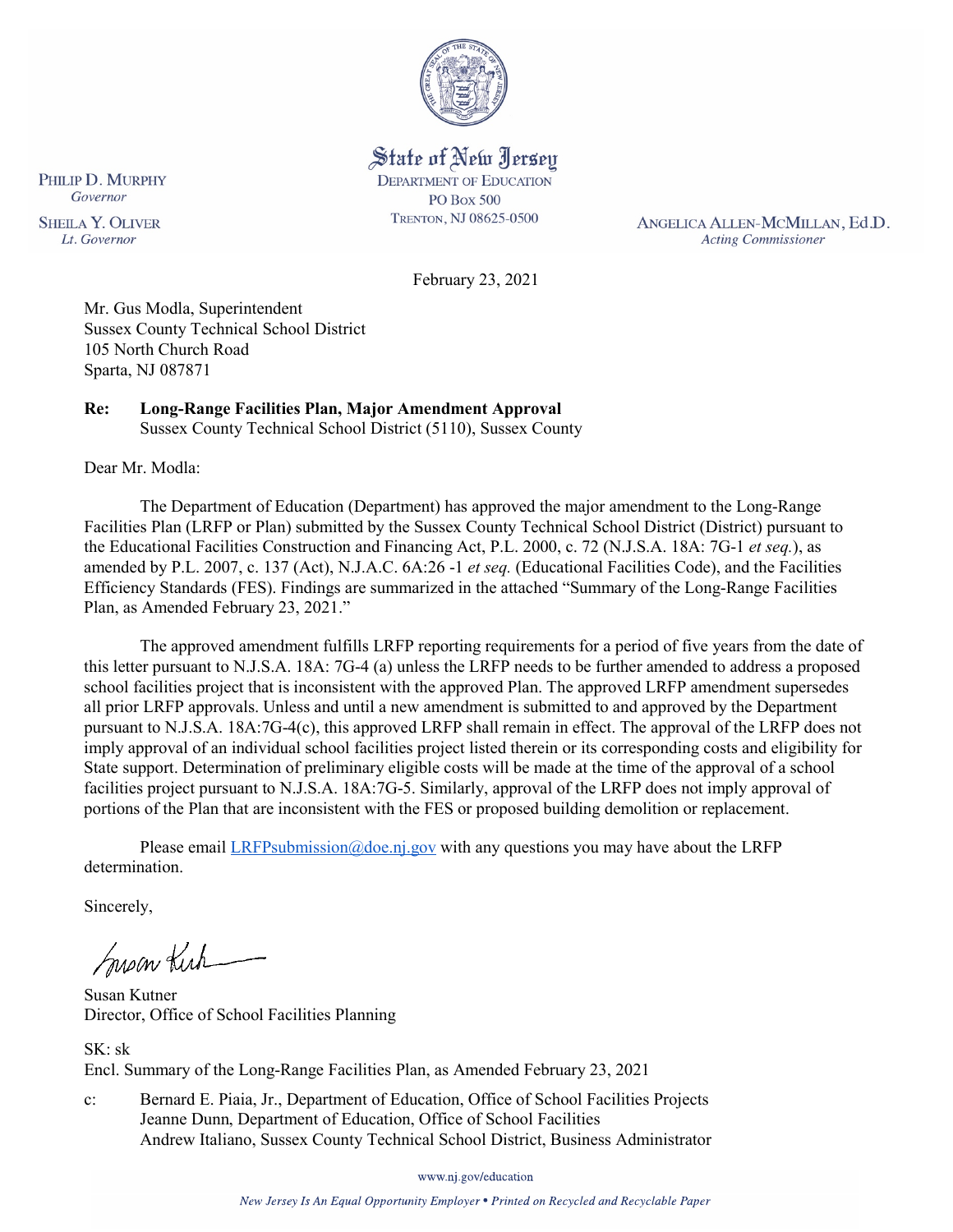State of New Jersey
DEPARTMENT OF EDUCATION
PO BOX 500
TRENTON, NJ 08625-0500

PHILIP D. MURPHY
*Governor*

SHEILA Y. OLIVER
*Lt. Governor*

ANGELICA ALLEN-MCMILLAN, Ed.D.
*Acting Commissioner*

February 23, 2021

Mr. Gus Modla, Superintendent
Sussex County Technical School District
105 North Church Road
Sparta, NJ 087871

**Re: Long-Range Facilities Plan, Major Amendment Approval**
Sussex County Technical School District (5110), Sussex County

Dear Mr. Modla:

The Department of Education (Department) has approved the major amendment to the Long-Range Facilities Plan (LRFP or Plan) submitted by the Sussex County Technical School District (District) pursuant to the Educational Facilities Construction and Financing Act, P.L. 2000, c. 72 (N.J.S.A. 18A: 7G-1 *et seq.*), as amended by P.L. 2007, c. 137 (Act), N.J.A.C. 6A:26 -1 *et seq.* (Educational Facilities Code), and the Facilities Efficiency Standards (FES). Findings are summarized in the attached "Summary of the Long-Range Facilities Plan, as Amended February 23, 2021."

The approved amendment fulfills LRFP reporting requirements for a period of five years from the date of this letter pursuant to N.J.S.A. 18A: 7G-4 (a) unless the LRFP needs to be further amended to address a proposed school facilities project that is inconsistent with the approved Plan. The approved LRFP amendment supersedes all prior LRFP approvals. Unless and until a new amendment is submitted to and approved by the Department pursuant to N.J.S.A. 18A:7G-4(c), this approved LRFP shall remain in effect. The approval of the LRFP does not imply approval of an individual school facilities project listed therein or its corresponding costs and eligibility for State support. Determination of preliminary eligible costs will be made at the time of the approval of a school facilities project pursuant to N.J.S.A. 18A:7G-5. Similarly, approval of the LRFP does not imply approval of portions of the Plan that are inconsistent with the FES or proposed building demolition or replacement.

Please email LRFPsubmission@doe.nj.gov with any questions you may have about the LRFP determination.

Sincerely,

Susan Kutner
Director, Office of School Facilities Planning

SK: sk
Encl. Summary of the Long-Range Facilities Plan, as Amended February 23, 2021

c: Bernard E. Piaia, Jr., Department of Education, Office of School Facilities Projects
Jeanne Dunn, Department of Education, Office of School Facilities
Andrew Italiano, Sussex County Technical School District, Business Administrator

www.nj.gov/education

*New Jersey Is An Equal Opportunity Employer • Printed on Recycled and Recyclable Paper*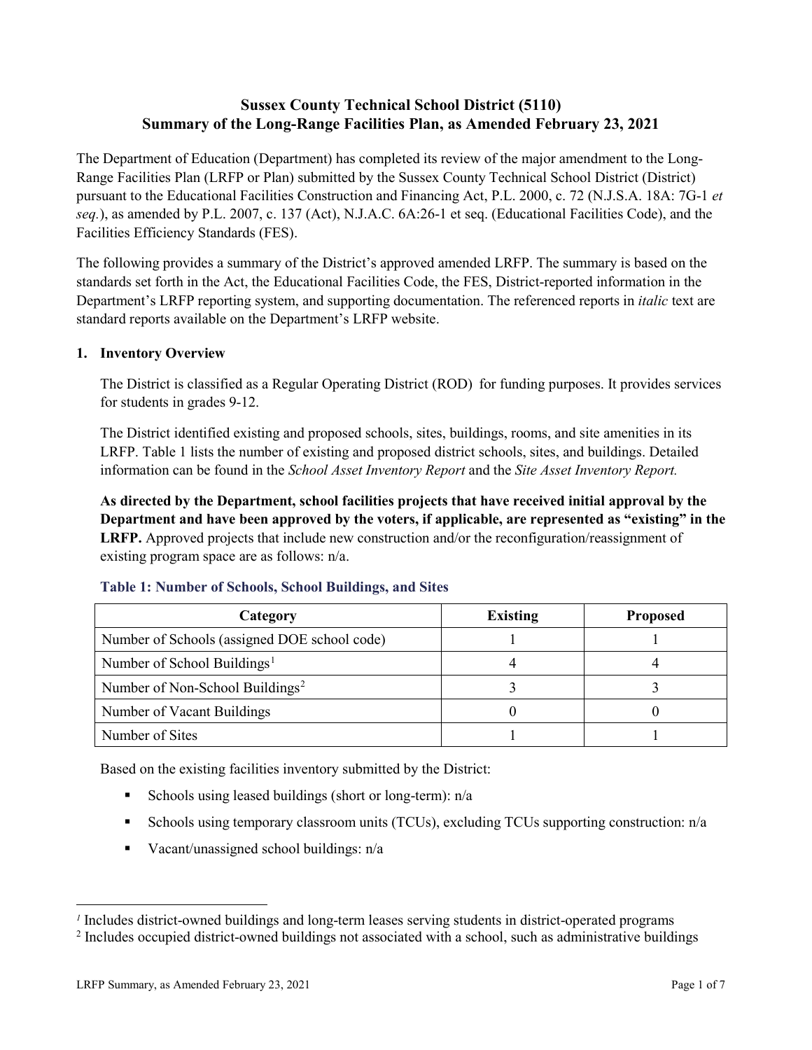# Sussex County Technical School District (5110)
# Summary of the Long-Range Facilities Plan, as Amended February 23, 2021

The Department of Education (Department) has completed its review of the major amendment to the Long-Range Facilities Plan (LRFP or Plan) submitted by the Sussex County Technical School District (District) pursuant to the Educational Facilities Construction and Financing Act, P.L. 2000, c. 72 (N.J.S.A. 18A: 7G-1 *et seq.*), as amended by P.L. 2007, c. 137 (Act), N.J.A.C. 6A:26-1 et seq. (Educational Facilities Code), and the Facilities Efficiency Standards (FES).

The following provides a summary of the District's approved amended LRFP. The summary is based on the standards set forth in the Act, the Educational Facilities Code, the FES, District-reported information in the Department's LRFP reporting system, and supporting documentation. The referenced reports in *italic* text are standard reports available on the Department's LRFP website.

## 1. Inventory Overview

The District is classified as a Regular Operating District (ROD) for funding purposes. It provides services for students in grades 9-12.

The District identified existing and proposed schools, sites, buildings, rooms, and site amenities in its LRFP. Table 1 lists the number of existing and proposed district schools, sites, and buildings. Detailed information can be found in the *School Asset Inventory Report* and the *Site Asset Inventory Report.*

**As directed by the Department, school facilities projects that have received initial approval by the Department and have been approved by the voters, if applicable, are represented as "existing" in the LRFP.** Approved projects that include new construction and/or the reconfiguration/reassignment of existing program space are as follows: n/a.

**Table 1: Number of Schools, School Buildings, and Sites**

| Category | Existing | Proposed |
|---|---|---|
| Number of Schools (assigned DOE school code) | 1 | 1 |
| Number of School Buildings[1] | 4 | 4 |
| Number of Non-School Buildings[2] | 3 | 3 |
| Number of Vacant Buildings | 0 | 0 |
| Number of Sites | 1 | 1 |

Based on the existing facilities inventory submitted by the District:

- Schools using leased buildings (short or long-term): n/a
- Schools using temporary classroom units (TCUs), excluding TCUs supporting construction: n/a
- Vacant/unassigned school buildings: n/a

[1] Includes district-owned buildings and long-term leases serving students in district-operated programs
[2] Includes occupied district-owned buildings not associated with a school, such as administrative buildings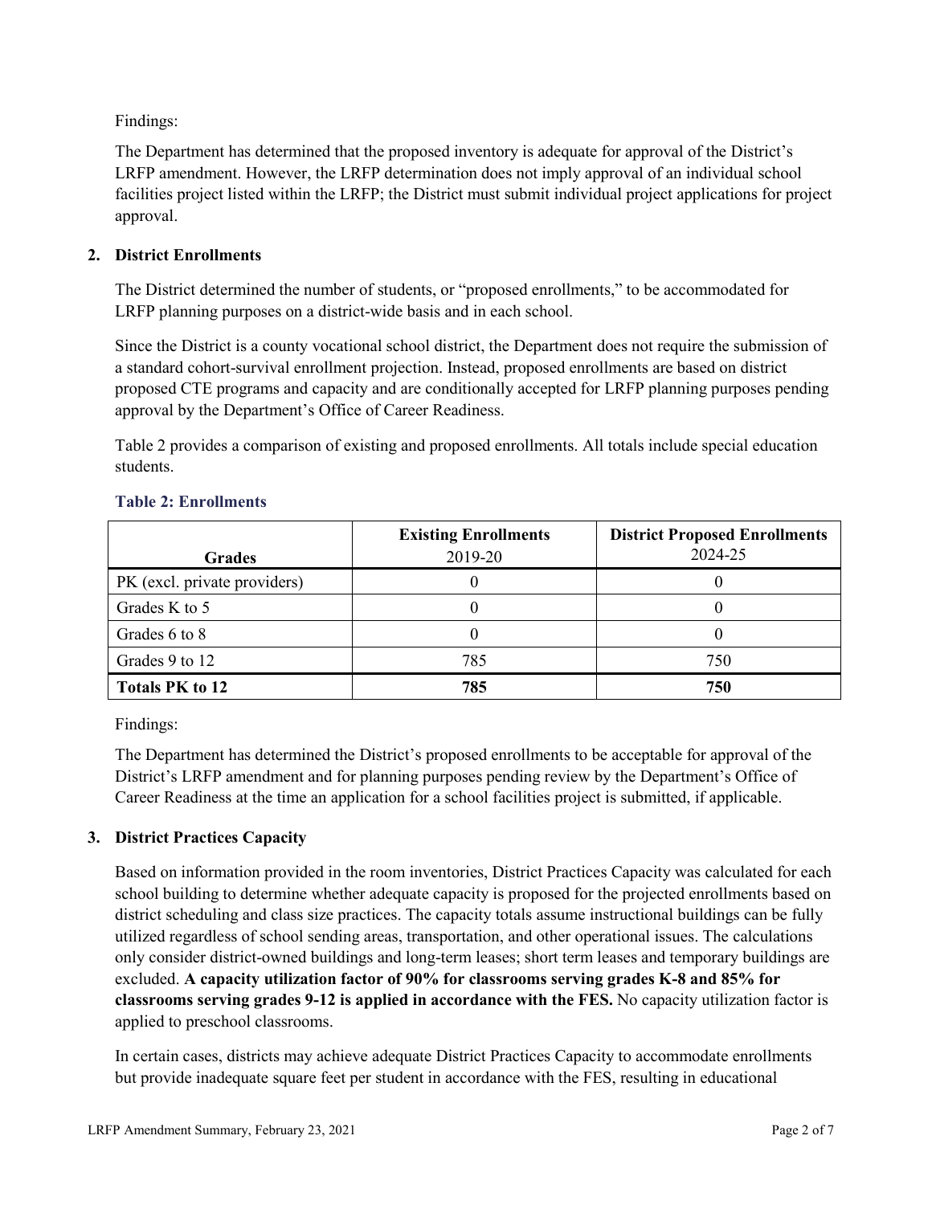Findings:

The Department has determined that the proposed inventory is adequate for approval of the District's LRFP amendment. However, the LRFP determination does not imply approval of an individual school facilities project listed within the LRFP; the District must submit individual project applications for project approval.

## 2. District Enrollments

The District determined the number of students, or "proposed enrollments," to be accommodated for LRFP planning purposes on a district-wide basis and in each school.

Since the District is a county vocational school district, the Department does not require the submission of a standard cohort-survival enrollment projection. Instead, proposed enrollments are based on district proposed CTE programs and capacity and are conditionally accepted for LRFP planning purposes pending approval by the Department's Office of Career Readiness.

Table 2 provides a comparison of existing and proposed enrollments. All totals include special education students.

### Table 2: Enrollments

| Grades | Existing Enrollments 2019-20 | District Proposed Enrollments 2024-25 |
|---|---|---|
| PK (excl. private providers) | 0 | 0 |
| Grades K to 5 | 0 | 0 |
| Grades 6 to 8 | 0 | 0 |
| Grades 9 to 12 | 785 | 750 |
| **Totals PK to 12** | **785** | **750** |

Findings:

The Department has determined the District's proposed enrollments to be acceptable for approval of the District's LRFP amendment and for planning purposes pending review by the Department's Office of Career Readiness at the time an application for a school facilities project is submitted, if applicable.

## 3. District Practices Capacity

Based on information provided in the room inventories, District Practices Capacity was calculated for each school building to determine whether adequate capacity is proposed for the projected enrollments based on district scheduling and class size practices. The capacity totals assume instructional buildings can be fully utilized regardless of school sending areas, transportation, and other operational issues. The calculations only consider district-owned buildings and long-term leases; short term leases and temporary buildings are excluded. **A capacity utilization factor of 90% for classrooms serving grades K-8 and 85% for classrooms serving grades 9-12 is applied in accordance with the FES.** No capacity utilization factor is applied to preschool classrooms.

In certain cases, districts may achieve adequate District Practices Capacity to accommodate enrollments but provide inadequate square feet per student in accordance with the FES, resulting in educational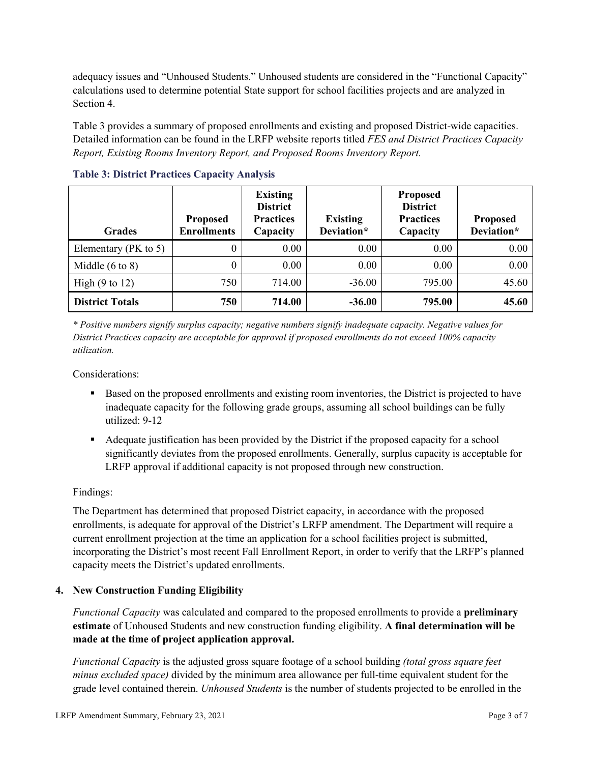adequacy issues and "Unhoused Students." Unhoused students are considered in the "Functional Capacity" calculations used to determine potential State support for school facilities projects and are analyzed in Section 4.

Table 3 provides a summary of proposed enrollments and existing and proposed District-wide capacities. Detailed information can be found in the LRFP website reports titled *FES and District Practices Capacity Report, Existing Rooms Inventory Report, and Proposed Rooms Inventory Report.*

**Table 3: District Practices Capacity Analysis**

| Grades | Proposed Enrollments | Existing District Practices Capacity | Existing Deviation* | Proposed District Practices Capacity | Proposed Deviation* |
|---|---|---|---|---|---|
| Elementary (PK to 5) | 0 | 0.00 | 0.00 | 0.00 | 0.00 |
| Middle (6 to 8) | 0 | 0.00 | 0.00 | 0.00 | 0.00 |
| High (9 to 12) | 750 | 714.00 | -36.00 | 795.00 | 45.60 |
| **District Totals** | **750** | **714.00** | **-36.00** | **795.00** | **45.60** |

*\* Positive numbers signify surplus capacity; negative numbers signify inadequate capacity. Negative values for District Practices capacity are acceptable for approval if proposed enrollments do not exceed 100% capacity utilization.*

Considerations:

- Based on the proposed enrollments and existing room inventories, the District is projected to have inadequate capacity for the following grade groups, assuming all school buildings can be fully utilized: 9-12
- Adequate justification has been provided by the District if the proposed capacity for a school significantly deviates from the proposed enrollments. Generally, surplus capacity is acceptable for LRFP approval if additional capacity is not proposed through new construction.

Findings:

The Department has determined that proposed District capacity, in accordance with the proposed enrollments, is adequate for approval of the District's LRFP amendment. The Department will require a current enrollment projection at the time an application for a school facilities project is submitted, incorporating the District's most recent Fall Enrollment Report, in order to verify that the LRFP's planned capacity meets the District's updated enrollments.

## 4. New Construction Funding Eligibility

*Functional Capacity* was calculated and compared to the proposed enrollments to provide a **preliminary estimate** of Unhoused Students and new construction funding eligibility. **A final determination will be made at the time of project application approval.**

*Functional Capacity* is the adjusted gross square footage of a school building *(total gross square feet minus excluded space)* divided by the minimum area allowance per full-time equivalent student for the grade level contained therein. *Unhoused Students* is the number of students projected to be enrolled in the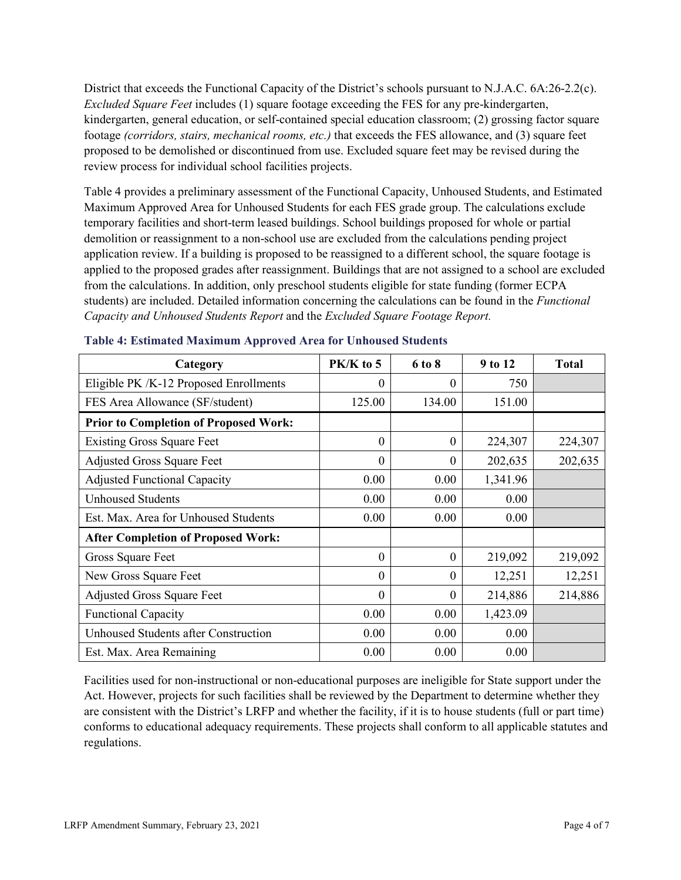District that exceeds the Functional Capacity of the District's schools pursuant to N.J.A.C. 6A:26-2.2(c). *Excluded Square Feet* includes (1) square footage exceeding the FES for any pre-kindergarten, kindergarten, general education, or self-contained special education classroom; (2) grossing factor square footage *(corridors, stairs, mechanical rooms, etc.)* that exceeds the FES allowance, and (3) square feet proposed to be demolished or discontinued from use. Excluded square feet may be revised during the review process for individual school facilities projects.

Table 4 provides a preliminary assessment of the Functional Capacity, Unhoused Students, and Estimated Maximum Approved Area for Unhoused Students for each FES grade group. The calculations exclude temporary facilities and short-term leased buildings. School buildings proposed for whole or partial demolition or reassignment to a non-school use are excluded from the calculations pending project application review. If a building is proposed to be reassigned to a different school, the square footage is applied to the proposed grades after reassignment. Buildings that are not assigned to a school are excluded from the calculations. In addition, only preschool students eligible for state funding (former ECPA students) are included. Detailed information concerning the calculations can be found in the *Functional Capacity and Unhoused Students Report* and the *Excluded Square Footage Report.*

**Table 4: Estimated Maximum Approved Area for Unhoused Students**

| Category | PK/K to 5 | 6 to 8 | 9 to 12 | Total |
|---|---|---|---|---|
| Eligible PK /K-12 Proposed Enrollments | 0 | 0 | 750 | |
| FES Area Allowance (SF/student) | 125.00 | 134.00 | 151.00 | |
| **Prior to Completion of Proposed Work:** | | | | |
| Existing Gross Square Feet | 0 | 0 | 224,307 | 224,307 |
| Adjusted Gross Square Feet | 0 | 0 | 202,635 | 202,635 |
| Adjusted Functional Capacity | 0.00 | 0.00 | 1,341.96 | |
| Unhoused Students | 0.00 | 0.00 | 0.00 | |
| Est. Max. Area for Unhoused Students | 0.00 | 0.00 | 0.00 | |
| **After Completion of Proposed Work:** | | | | |
| Gross Square Feet | 0 | 0 | 219,092 | 219,092 |
| New Gross Square Feet | 0 | 0 | 12,251 | 12,251 |
| Adjusted Gross Square Feet | 0 | 0 | 214,886 | 214,886 |
| Functional Capacity | 0.00 | 0.00 | 1,423.09 | |
| Unhoused Students after Construction | 0.00 | 0.00 | 0.00 | |
| Est. Max. Area Remaining | 0.00 | 0.00 | 0.00 | |

Facilities used for non-instructional or non-educational purposes are ineligible for State support under the Act. However, projects for such facilities shall be reviewed by the Department to determine whether they are consistent with the District's LRFP and whether the facility, if it is to house students (full or part time) conforms to educational adequacy requirements. These projects shall conform to all applicable statutes and regulations.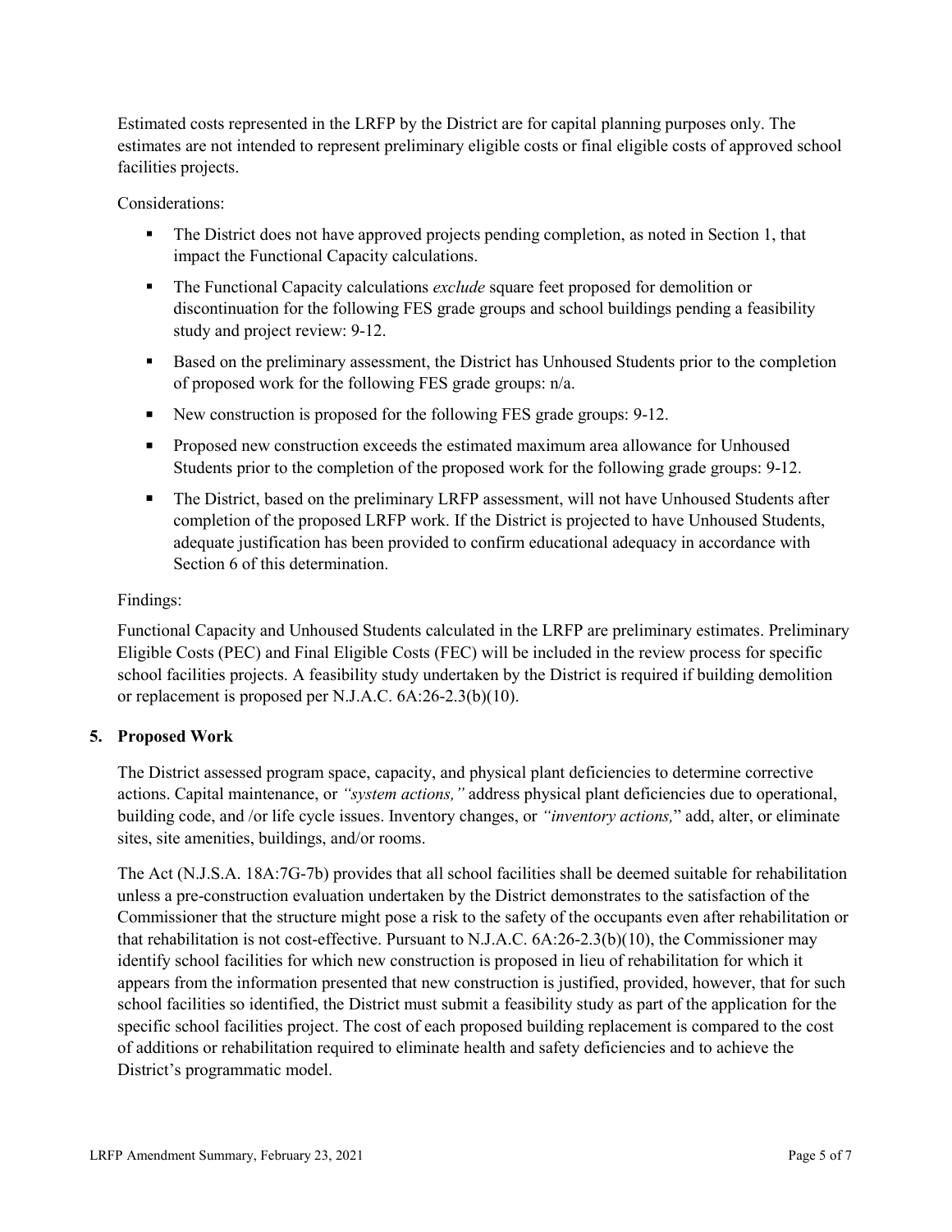Estimated costs represented in the LRFP by the District are for capital planning purposes only. The estimates are not intended to represent preliminary eligible costs or final eligible costs of approved school facilities projects.

Considerations:

- The District does not have approved projects pending completion, as noted in Section 1, that impact the Functional Capacity calculations.
- The Functional Capacity calculations *exclude* square feet proposed for demolition or discontinuation for the following FES grade groups and school buildings pending a feasibility study and project review: 9-12.
- Based on the preliminary assessment, the District has Unhoused Students prior to the completion of proposed work for the following FES grade groups: n/a.
- New construction is proposed for the following FES grade groups: 9-12.
- Proposed new construction exceeds the estimated maximum area allowance for Unhoused Students prior to the completion of the proposed work for the following grade groups: 9-12.
- The District, based on the preliminary LRFP assessment, will not have Unhoused Students after completion of the proposed LRFP work. If the District is projected to have Unhoused Students, adequate justification has been provided to confirm educational adequacy in accordance with Section 6 of this determination.

Findings:

Functional Capacity and Unhoused Students calculated in the LRFP are preliminary estimates. Preliminary Eligible Costs (PEC) and Final Eligible Costs (FEC) will be included in the review process for specific school facilities projects. A feasibility study undertaken by the District is required if building demolition or replacement is proposed per N.J.A.C. 6A:26-2.3(b)(10).

## 5. Proposed Work

The District assessed program space, capacity, and physical plant deficiencies to determine corrective actions. Capital maintenance, or *"system actions,"* address physical plant deficiencies due to operational, building code, and /or life cycle issues. Inventory changes, or *"inventory actions,"* add, alter, or eliminate sites, site amenities, buildings, and/or rooms.

The Act (N.J.S.A. 18A:7G-7b) provides that all school facilities shall be deemed suitable for rehabilitation unless a pre-construction evaluation undertaken by the District demonstrates to the satisfaction of the Commissioner that the structure might pose a risk to the safety of the occupants even after rehabilitation or that rehabilitation is not cost-effective. Pursuant to N.J.A.C. 6A:26-2.3(b)(10), the Commissioner may identify school facilities for which new construction is proposed in lieu of rehabilitation for which it appears from the information presented that new construction is justified, provided, however, that for such school facilities so identified, the District must submit a feasibility study as part of the application for the specific school facilities project. The cost of each proposed building replacement is compared to the cost of additions or rehabilitation required to eliminate health and safety deficiencies and to achieve the District's programmatic model.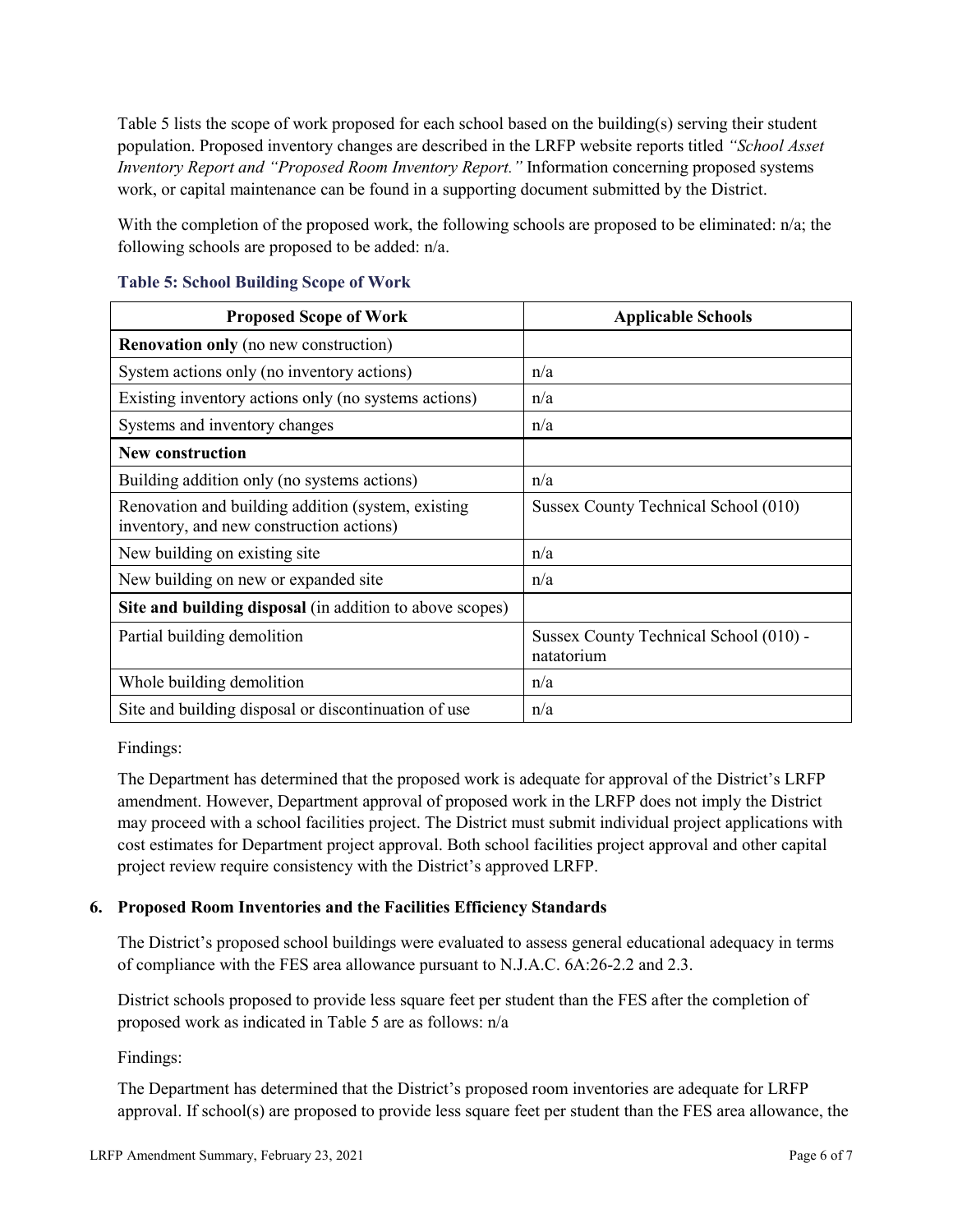Table 5 lists the scope of work proposed for each school based on the building(s) serving their student population. Proposed inventory changes are described in the LRFP website reports titled *"School Asset Inventory Report and "Proposed Room Inventory Report."* Information concerning proposed systems work, or capital maintenance can be found in a supporting document submitted by the District.

With the completion of the proposed work, the following schools are proposed to be eliminated: n/a; the following schools are proposed to be added: n/a.

### Table 5: School Building Scope of Work

| Proposed Scope of Work | Applicable Schools |
|---|---|
| **Renovation only** (no new construction) | |
| System actions only (no inventory actions) | n/a |
| Existing inventory actions only (no systems actions) | n/a |
| Systems and inventory changes | n/a |
| **New construction** | |
| Building addition only (no systems actions) | n/a |
| Renovation and building addition (system, existing inventory, and new construction actions) | Sussex County Technical School (010) |
| New building on existing site | n/a |
| New building on new or expanded site | n/a |
| **Site and building disposal** (in addition to above scopes) | |
| Partial building demolition | Sussex County Technical School (010) - natatorium |
| Whole building demolition | n/a |
| Site and building disposal or discontinuation of use | n/a |

Findings:

The Department has determined that the proposed work is adequate for approval of the District's LRFP amendment. However, Department approval of proposed work in the LRFP does not imply the District may proceed with a school facilities project. The District must submit individual project applications with cost estimates for Department project approval. Both school facilities project approval and other capital project review require consistency with the District's approved LRFP.

### 6. Proposed Room Inventories and the Facilities Efficiency Standards

The District's proposed school buildings were evaluated to assess general educational adequacy in terms of compliance with the FES area allowance pursuant to N.J.A.C. 6A:26-2.2 and 2.3.

District schools proposed to provide less square feet per student than the FES after the completion of proposed work as indicated in Table 5 are as follows: n/a

Findings:

The Department has determined that the District's proposed room inventories are adequate for LRFP approval. If school(s) are proposed to provide less square feet per student than the FES area allowance, the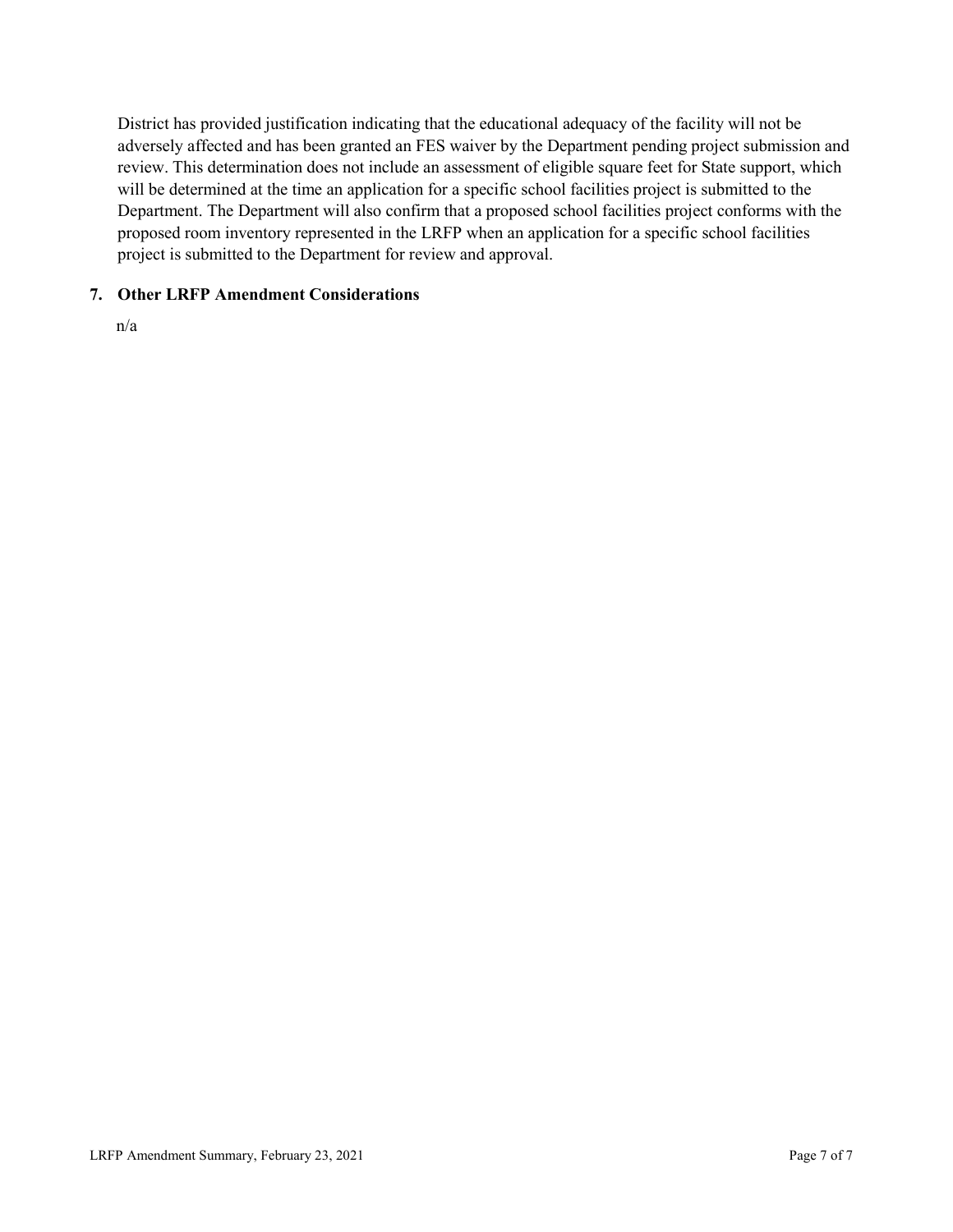District has provided justification indicating that the educational adequacy of the facility will not be adversely affected and has been granted an FES waiver by the Department pending project submission and review. This determination does not include an assessment of eligible square feet for State support, which will be determined at the time an application for a specific school facilities project is submitted to the Department. The Department will also confirm that a proposed school facilities project conforms with the proposed room inventory represented in the LRFP when an application for a specific school facilities project is submitted to the Department for review and approval.

## 7. Other LRFP Amendment Considerations

n/a